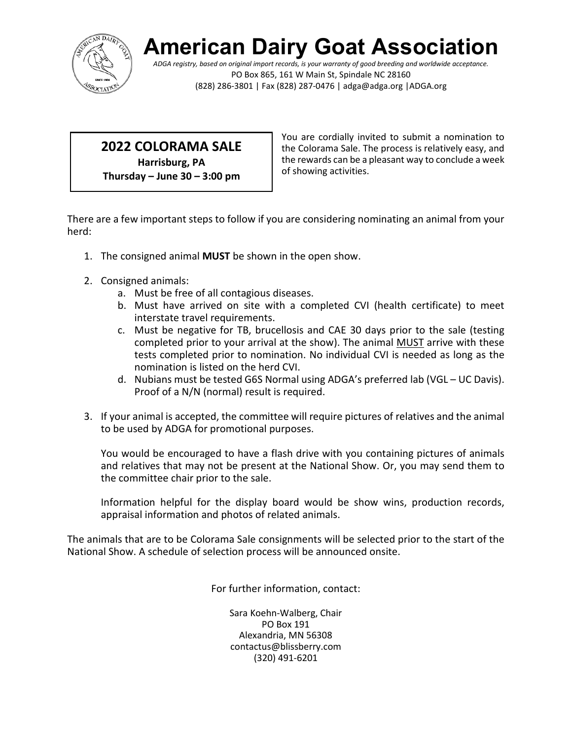# American Dairy Goat Association

*ADGA registry, based on original import records, is your warranty of good breeding and worldwide acceptance.*

PO Box 865, 161 W Main St, Spindale NC 28160

(828) 286-3801 | Fax (828) 287-0476 | adga@adga.org |ADGA.org

## 2022 COLORAMA SALE

**Harrisburg, PA**

**Thursday – June 30 – 3:00 pm**

You are cordially invited to submit a nomination to the Colorama Sale. The process is relatively easy, and the rewards can be a pleasant way to conclude a week of showing activities.

There are a few important steps to follow if you are considering nominating an animal from your herd:

1. The consigned animal **MUST** be shown in the open show.

2. Consigned animals:
   a. Must be free of all contagious diseases.
   b. Must have arrived on site with a completed CVI (health certificate) to meet interstate travel requirements.
   c. Must be negative for TB, brucellosis and CAE 30 days prior to the sale (testing completed prior to your arrival at the show). The animal <u>MUST</u> arrive with these tests completed prior to nomination. No individual CVI is needed as long as the nomination is listed on the herd CVI.
   d. Nubians must be tested G6S Normal using ADGA's preferred lab (VGL – UC Davis). Proof of a N/N (normal) result is required.

3. If your animal is accepted, the committee will require pictures of relatives and the animal to be used by ADGA for promotional purposes.

   You would be encouraged to have a flash drive with you containing pictures of animals and relatives that may not be present at the National Show. Or, you may send them to the committee chair prior to the sale.

   Information helpful for the display board would be show wins, production records, appraisal information and photos of related animals.

The animals that are to be Colorama Sale consignments will be selected prior to the start of the National Show. A schedule of selection process will be announced onsite.

For further information, contact:

Sara Koehn-Walberg, Chair
PO Box 191
Alexandria, MN 56308
contactus@blissberry.com
(320) 491-6201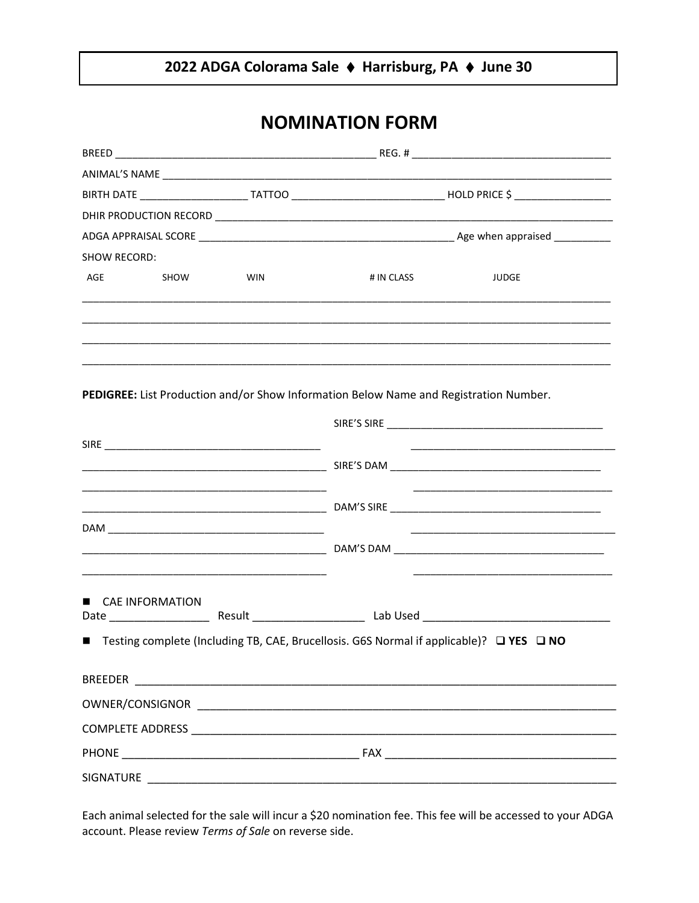**2022 ADGA Colorama Sale ♦ Harrisburg, PA ♦ June 30**

# NOMINATION FORM

BREED _______________________________________________ REG. # ___________________________________

ANIMAL'S NAME ___________________________________________________________________________________

BIRTH DATE ___________________ TATTOO ___________________________ HOLD PRICE $ _________________

DHIR PRODUCTION RECORD __________________________________________________________________________

ADGA APPRAISAL SCORE ____________________________________________ Age when appraised __________

SHOW RECORD:

| AGE | SHOW | WIN | # IN CLASS | JUDGE |
|---|---|---|---|---|
| | | | | |
| | | | | |
| | | | | |
| | | | | |

**PEDIGREE:** List Production and/or Show Information Below Name and Registration Number.

SIRE'S SIRE ______________________________________
______________________________________

SIRE ______________________________________
__________________________________________
__________________________________________

SIRE'S DAM ______________________________________
______________________________________

DAM'S SIRE ______________________________________
______________________________________

DAM ______________________________________
__________________________________________
__________________________________________

DAM'S DAM ______________________________________
______________________________________

- CAE INFORMATION

Date ________________ Result __________________ Lab Used _______________________________

- Testing complete (Including TB, CAE, Brucellosis. G6S Normal if applicable)? ❑ **YES** ❑ **NO**

BREEDER ________________________________________________________________________________

OWNER/CONSIGNOR ________________________________________________________________________

COMPLETE ADDRESS _______________________________________________________________________

PHONE ______________________________________ FAX ______________________________________

SIGNATURE ______________________________________________________________________________

Each animal selected for the sale will incur a $20 nomination fee. This fee will be accessed to your ADGA account. Please review *Terms of Sale* on reverse side.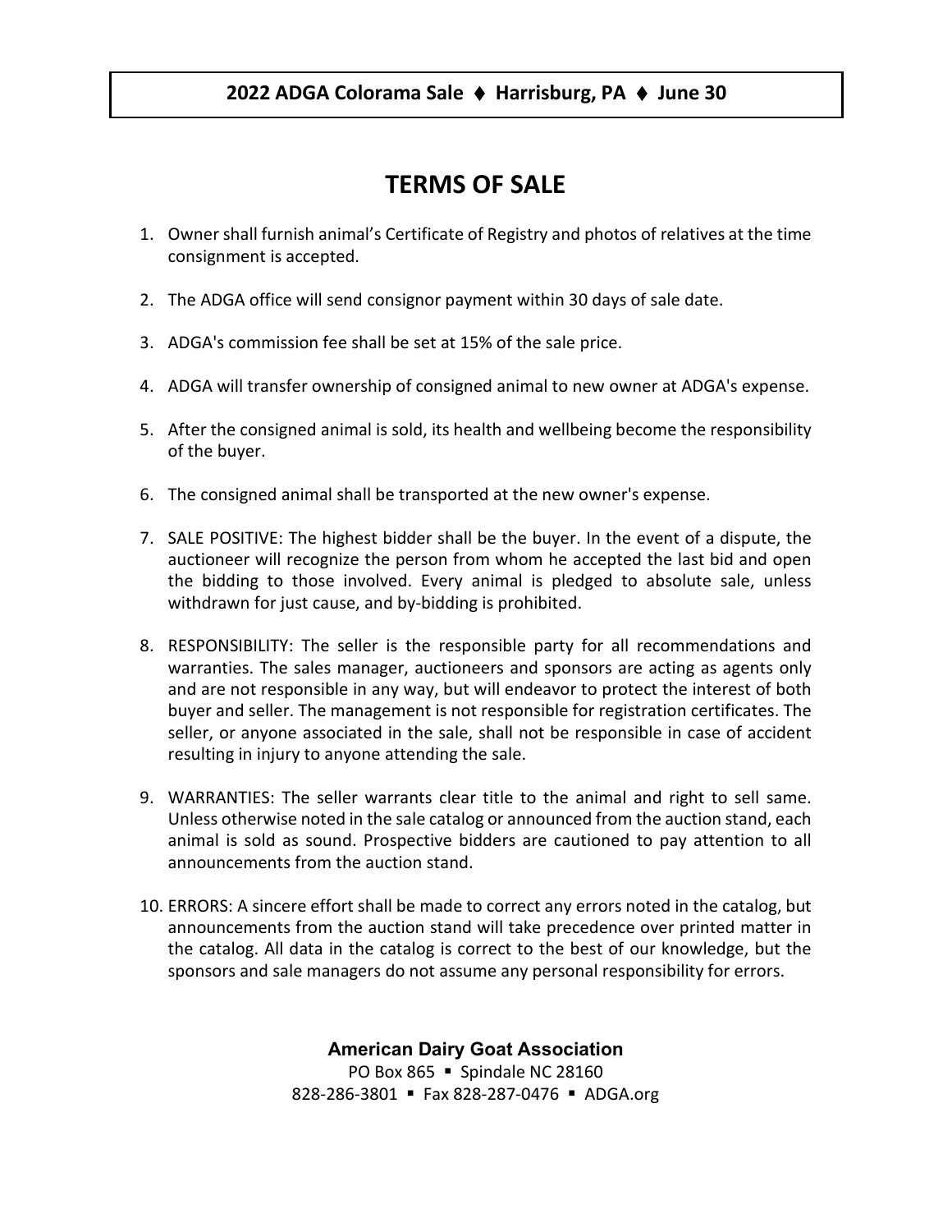**2022 ADGA Colorama Sale ♦ Harrisburg, PA ♦ June 30**

# TERMS OF SALE

1. Owner shall furnish animal's Certificate of Registry and photos of relatives at the time consignment is accepted.

2. The ADGA office will send consignor payment within 30 days of sale date.

3. ADGA's commission fee shall be set at 15% of the sale price.

4. ADGA will transfer ownership of consigned animal to new owner at ADGA's expense.

5. After the consigned animal is sold, its health and wellbeing become the responsibility of the buyer.

6. The consigned animal shall be transported at the new owner's expense.

7. SALE POSITIVE: The highest bidder shall be the buyer. In the event of a dispute, the auctioneer will recognize the person from whom he accepted the last bid and open the bidding to those involved. Every animal is pledged to absolute sale, unless withdrawn for just cause, and by-bidding is prohibited.

8. RESPONSIBILITY: The seller is the responsible party for all recommendations and warranties. The sales manager, auctioneers and sponsors are acting as agents only and are not responsible in any way, but will endeavor to protect the interest of both buyer and seller. The management is not responsible for registration certificates. The seller, or anyone associated in the sale, shall not be responsible in case of accident resulting in injury to anyone attending the sale.

9. WARRANTIES: The seller warrants clear title to the animal and right to sell same. Unless otherwise noted in the sale catalog or announced from the auction stand, each animal is sold as sound. Prospective bidders are cautioned to pay attention to all announcements from the auction stand.

10. ERRORS: A sincere effort shall be made to correct any errors noted in the catalog, but announcements from the auction stand will take precedence over printed matter in the catalog. All data in the catalog is correct to the best of our knowledge, but the sponsors and sale managers do not assume any personal responsibility for errors.

**American Dairy Goat Association**
PO Box 865 ▪ Spindale NC 28160
828-286-3801 ▪ Fax 828-287-0476 ▪ ADGA.org